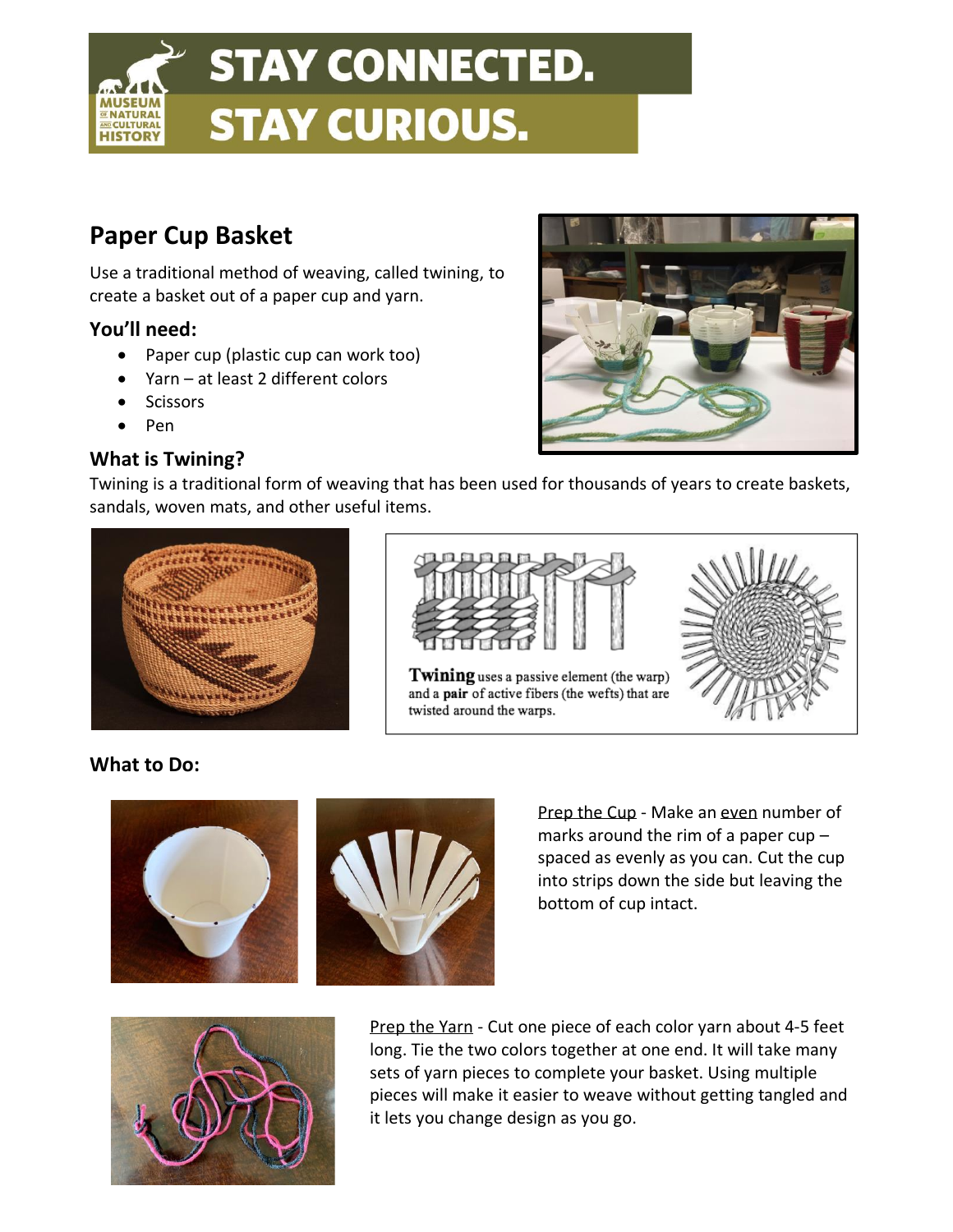# STAY CONNECTED. STAY CURIOUS.

## Paper Cup Basket

Use a traditional method of weaving, called twining, to create a basket out of a paper cup and yarn.

### You'll need:

- Paper cup (plastic cup can work too)
- Yarn – at least 2 different colors
- Scissors
- Pen

### What is Twining?

Twining is a traditional form of weaving that has been used for thousands of years to create baskets, sandals, woven mats, and other useful items.

**Twining** uses a passive element (the warp) and a **pair** of active fibers (the wefts) that are twisted around the warps.

### What to Do:

Prep the Cup - Make an even number of marks around the rim of a paper cup – spaced as evenly as you can. Cut the cup into strips down the side but leaving the bottom of cup intact.

Prep the Yarn - Cut one piece of each color yarn about 4-5 feet long. Tie the two colors together at one end. It will take many sets of yarn pieces to complete your basket. Using multiple pieces will make it easier to weave without getting tangled and it lets you change design as you go.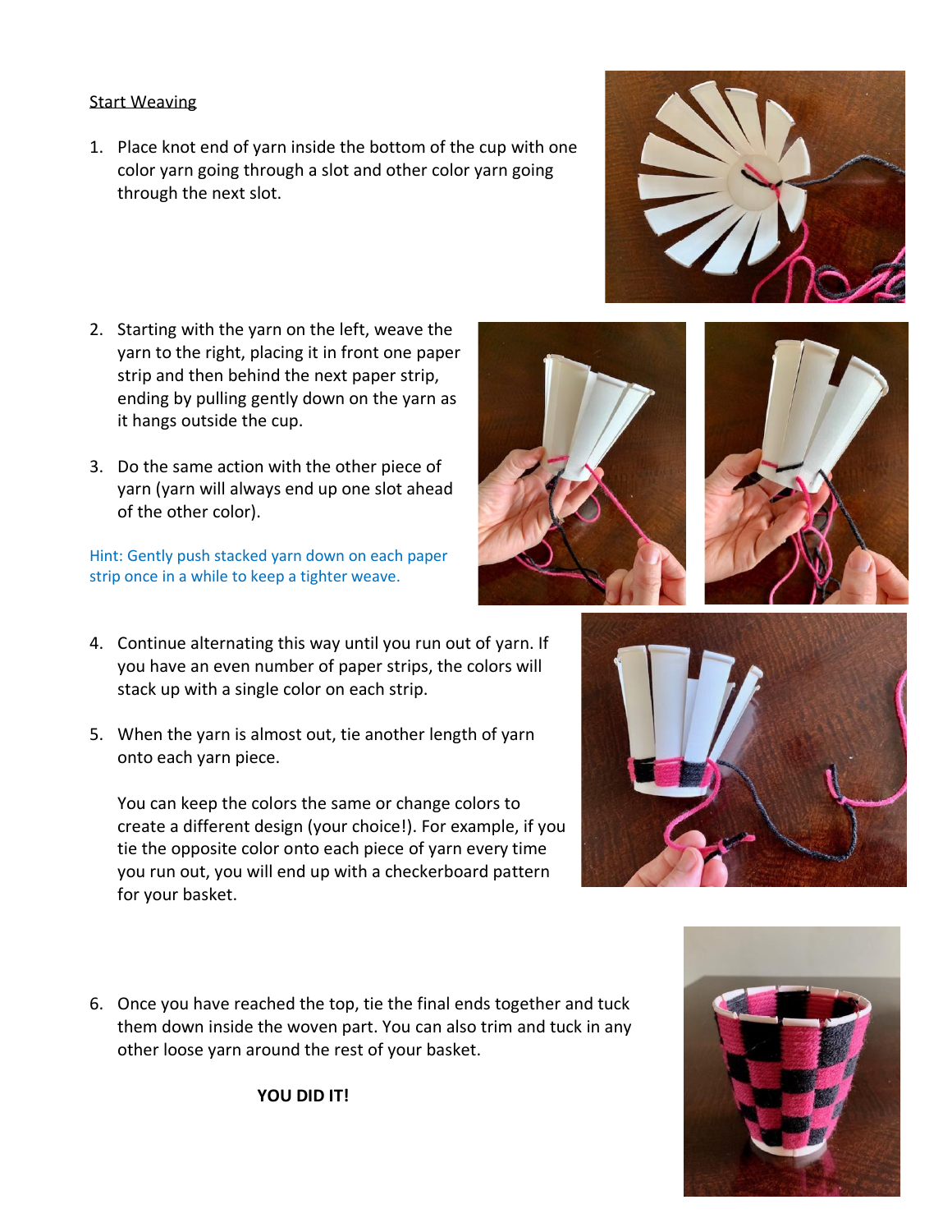## Start Weaving

1. Place knot end of yarn inside the bottom of the cup with one color yarn going through a slot and other color yarn going through the next slot.

2. Starting with the yarn on the left, weave the yarn to the right, placing it in front one paper strip and then behind the next paper strip, ending by pulling gently down on the yarn as it hangs outside the cup.

3. Do the same action with the other piece of yarn (yarn will always end up one slot ahead of the other color).

Hint: Gently push stacked yarn down on each paper strip once in a while to keep a tighter weave.

4. Continue alternating this way until you run out of yarn. If you have an even number of paper strips, the colors will stack up with a single color on each strip.

5. When the yarn is almost out, tie another length of yarn onto each yarn piece.

   You can keep the colors the same or change colors to create a different design (your choice!). For example, if you tie the opposite color onto each piece of yarn every time you run out, you will end up with a checkerboard pattern for your basket.

6. Once you have reached the top, tie the final ends together and tuck them down inside the woven part. You can also trim and tuck in any other loose yarn around the rest of your basket.

**YOU DID IT!**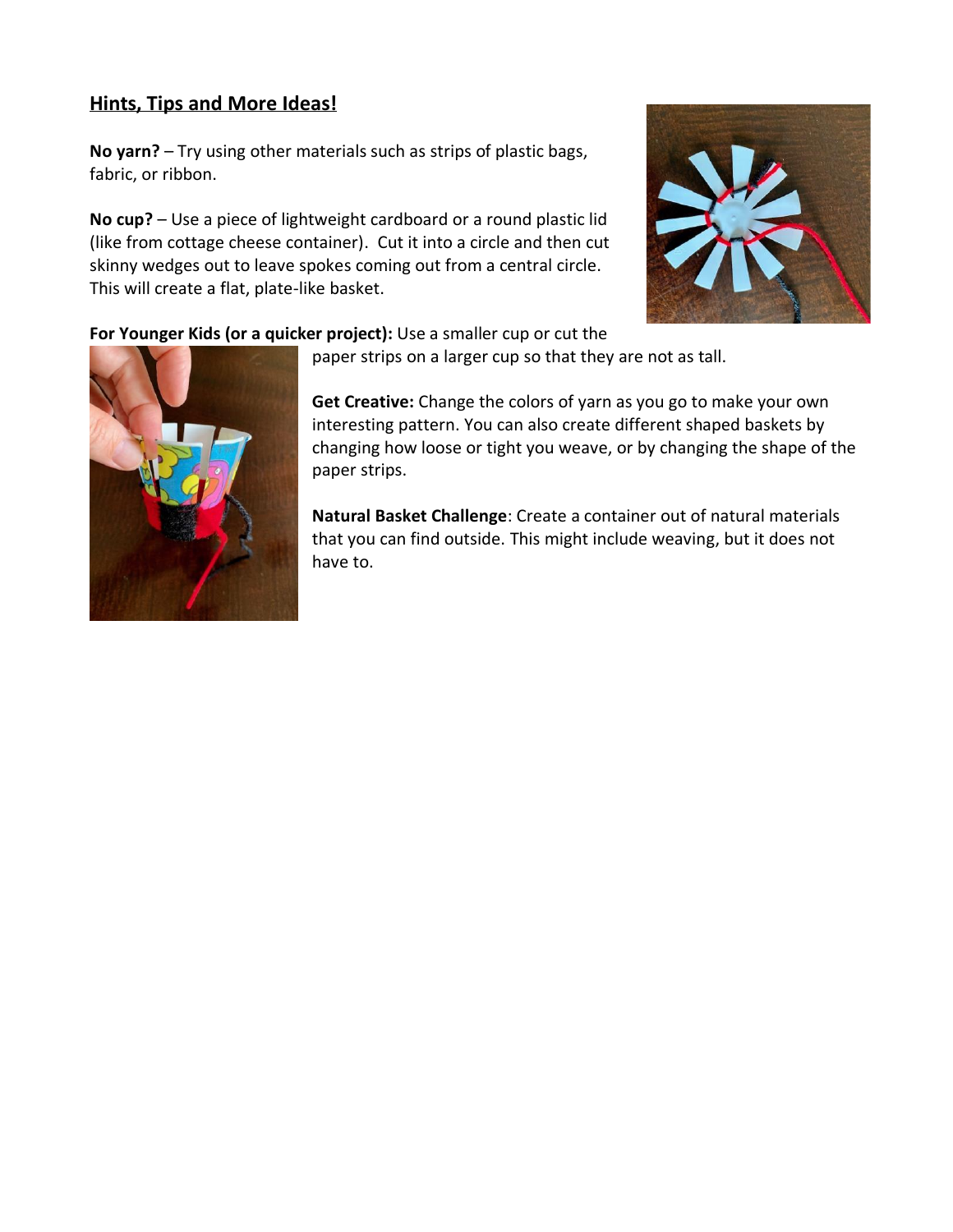## Hints, Tips and More Ideas!

**No yarn?** – Try using other materials such as strips of plastic bags, fabric, or ribbon.

**No cup?** – Use a piece of lightweight cardboard or a round plastic lid (like from cottage cheese container). Cut it into a circle and then cut skinny wedges out to leave spokes coming out from a central circle. This will create a flat, plate-like basket.

**For Younger Kids (or a quicker project):** Use a smaller cup or cut the paper strips on a larger cup so that they are not as tall.

**Get Creative:** Change the colors of yarn as you go to make your own interesting pattern. You can also create different shaped baskets by changing how loose or tight you weave, or by changing the shape of the paper strips.

**Natural Basket Challenge**: Create a container out of natural materials that you can find outside. This might include weaving, but it does not have to.